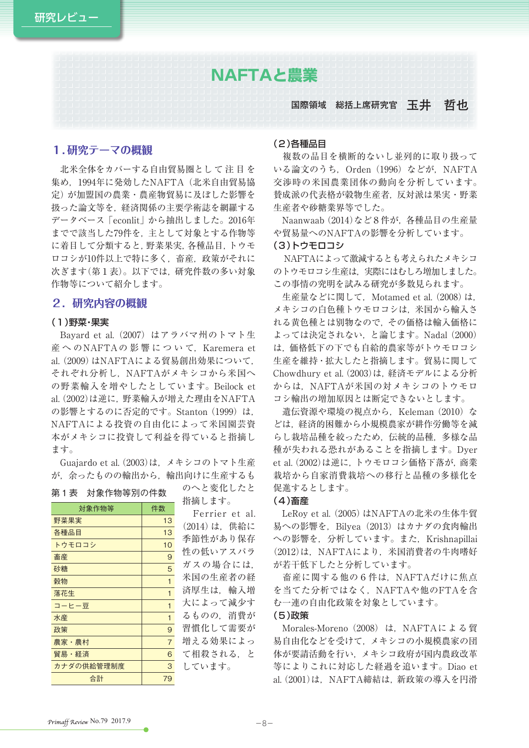# NAFTAと農業

国際領域　総括上席研究官　**玉井　哲也**

## 1.研究テーマの概観

北米全体をカバーする自由貿易圏として注目を集め，1994年に発効したNAFTA（北米自由貿易協定）が加盟国の農業・農産物貿易に及ぼした影響を扱った論文等を，経済関係の主要学術誌を網羅するデータベース「econlit」から抽出しました。2016年までで該当した79件を，主として対象とする作物等に着目して分類すると，野菜果実，各種品目，トウモロコシが10件以上で特に多く，畜産，政策がそれに次ぎます（第１表）。以下では，研究件数の多い対象作物等について紹介します。

## 2．研究内容の概観

### （1）野菜・果実

Bayard et al.（2007）はアラバマ州のトマト生産へのNAFTAの影響について，Karemera et al.（2009）はNAFTAによる貿易創出効果について，それぞれ分析し，NAFTAがメキシコから米国への野菜輸入を増やしたとしています。Beilock et al.（2002）は逆に，野菜輸入が増えた理由をNAFTAの影響とするのに否定的です。Stanton（1999）は，NAFTAによる投資の自由化によって米国園芸資本がメキシコに投資して利益を得ていると指摘します。

Guajardo et al.（2003）は，メキシコのトマト生産が，余ったものの輸出から，輸出向けに生産するものへと変化したと指摘します。

第１表　対象作物等別の件数

| 対象作物等 | 件数 |
|---|---|
| 野菜果実 | 13 |
| 各種品目 | 13 |
| トウモロコシ | 10 |
| 畜産 | 9 |
| 砂糖 | 5 |
| 穀物 | 1 |
| 落花生 | 1 |
| コーヒー豆 | 1 |
| 水産 | 1 |
| 政策 | 9 |
| 農家・農村 | 7 |
| 貿易・経済 | 6 |
| カナダの供給管理制度 | 3 |
| 合計 | 79 |

Ferrier et al.（2014）は，供給に季節性があり保存性の低いアスパラガスの場合には，米国の生産者の経済厚生は，輸入増大によって減少するものの，消費が習慣化して需要が増える効果によって相殺される，としています。

### （2）各種品目

複数の品目を横断的ないし並列的に取り扱っている論文のうち，Orden（1996）などが，NAFTA交渉時の米国農業団体の動向を分析しています。賛成派の代表格が穀物生産者，反対派は果実・野菜生産者や砂糖業界等でした。

Naanwaab（2014）など８件が，各種品目の生産量や貿易量へのNAFTAの影響を分析しています。

### （3）トウモロコシ

NAFTAによって激減するとも考えられたメキシコのトウモロコシ生産は，実際にはむしろ増加しました。この事情の究明を試みる研究が多数見られます。

生産量などに関して，Motamed et al.（2008）は，メキシコの白色種トウモロコシは，米国から輸入される黄色種とは別物なので，その価格は輸入価格によっては決定されない，と論じます。Nadal（2000）は，価格低下の下でも自給的農家等がトウモロコシ生産を維持・拡大したと指摘します。貿易に関してChowdhury et al.（2003）は，経済モデルによる分析からは，NAFTAが米国の対メキシコのトウモロコシ輸出の増加原因とは断定できないとします。

遺伝資源や環境の視点から，Keleman（2010）などは，経済的困難から小規模農家が耕作労働等を減らし栽培品種を絞ったため，伝統的品種，多様な品種が失われる恐れがあることを指摘します。Dyer et al.（2002）は逆に，トウモロコシ価格下落が，商業栽培から自家消費栽培への移行と品種の多様化を促進するとします。

### （4）畜産

LeRoy et al.（2005）はNAFTAの北米の生体牛貿易への影響を，Bilyea（2013）はカナダの食肉輸出への影響を，分析しています。また，Krishnapillai（2012）は，NAFTAにより，米国消費者の牛肉嗜好が若干低下したと分析しています。

畜産に関する他の６件は，NAFTAだけに焦点を当てた分析ではなく，NAFTAや他のFTAを含む一連の自由化政策を対象としています。

### （5）政策

Morales-Moreno（2008）は，NAFTAによる貿易自由化などを受けて，メキシコの小規模農家の団体が要請活動を行い，メキシコ政府が国内農政改革等によりこれに対応した経過を追います。Diao et al.（2001）は，NAFTA締結は，新政策の導入を円滑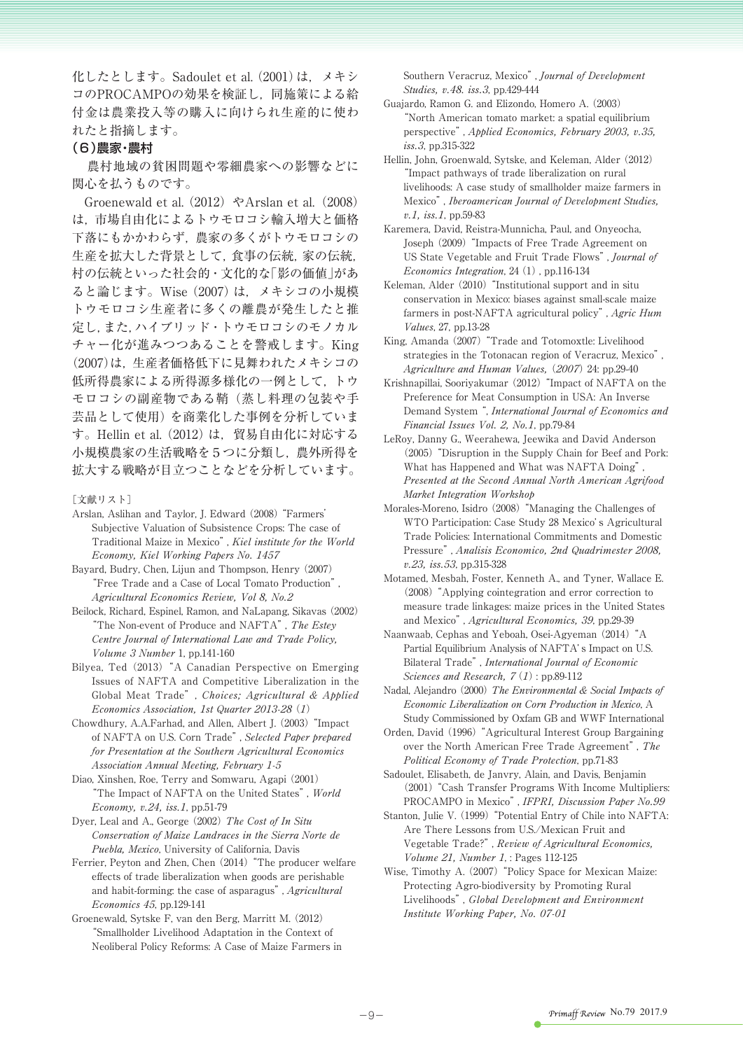化したとします。Sadoulet et al.（2001）は，メキシコのPROCAMPOの効果を検証し，同施策による給付金は農業投入等の購入に向けられ生産的に使われたと指摘します。

### （6）農家・農村

農村地域の貧困問題や零細農家への影響などに関心を払うものです。

Groenewald et al.（2012）やArslan et al.（2008）は，市場自由化によるトウモロコシ輸入増大と価格下落にもかかわらず，農家の多くがトウモロコシの生産を拡大した背景として，食事の伝統，家の伝統，村の伝統といった社会的・文化的な「影の価値」があると論じます。Wise（2007）は，メキシコの小規模トウモロコシ生産者に多くの離農が発生したと推定し，また，ハイブリッド・トウモロコシのモノカルチャー化が進みつつあることを警戒します。King（2007）は，生産者価格低下に見舞われたメキシコの低所得農家による所得源多様化の一例として，トウモロコシの副産物である鞘（蒸し料理の包装や手芸品として使用）を商業化した事例を分析しています。Hellin et al.（2012）は，貿易自由化に対応する小規模農家の生活戦略を５つに分類し，農外所得を拡大する戦略が目立つことなどを分析しています。

［文献リスト］

Arslan, Aslihan and Taylor, J. Edward（2008）“Farmers' Subjective Valuation of Subsistence Crops: The case of Traditional Maize in Mexico”, *Kiel institute for the World Economy, Kiel Working Papers No. 1457*

Bayard, Budry, Chen, Lijun and Thompson, Henry（2007）“Free Trade and a Case of Local Tomato Production”, *Agricultural Economics Review, Vol 8, No.2*

Beilock, Richard, Espinel, Ramon, and NaLapang, Sikavas（2002）“The Non-event of Produce and NAFTA”, *The Estey Centre Journal of International Law and Trade Policy, Volume 3 Number* 1, pp.141-160

Bilyea, Ted（2013）“A Canadian Perspective on Emerging Issues of NAFTA and Competitive Liberalization in the Global Meat Trade”, *Choices; Agricultural & Applied Economics Association, 1st Quarter 2013-28（1）*

Chowdhury, A.A.Farhad, and Allen, Albert J.（2003）“Impact of NAFTA on U.S. Corn Trade”, *Selected Paper prepared for Presentation at the Southern Agricultural Economics Association Annual Meeting, February 1-5*

Diao, Xinshen, Roe, Terry and Somwaru, Agapi（2001）“The Impact of NAFTA on the United States”, *World Economy, v.24, iss.1*, pp.51-79

Dyer, Leal and A., George（2002）*The Cost of In Situ Conservation of Maize Landraces in the Sierra Norte de Puebla, Mexico*, University of California, Davis

Ferrier, Peyton and Zhen, Chen（2014）“The producer welfare effects of trade liberalization when goods are perishable and habit-forming: the case of asparagus”, *Agricultural Economics 45*, pp.129-141

Groenewald, Sytske F, van den Berg, Marritt M.（2012）“Smallholder Livelihood Adaptation in the Context of Neoliberal Policy Reforms: A Case of Maize Farmers in Southern Veracruz, Mexico”, *Journal of Development Studies, v.48. iss.3*, pp.429-444

Guajardo, Ramon G. and Elizondo, Homero A.（2003）“North American tomato market: a spatial equilibrium perspective”, *Applied Economics, February 2003, v.35, iss.3*, pp.315-322

Hellin, John, Groenwald, Sytske, and Keleman, Alder（2012）“Impact pathways of trade liberalization on rural livelihoods: A case study of smallholder maize farmers in Mexico”, *Iberoamerican Journal of Development Studies, v.1, iss.1*, pp.59-83

Karemera, David, Reistra-Munnicha, Paul, and Onyeocha, Joseph（2009）“Impacts of Free Trade Agreement on US State Vegetable and Fruit Trade Flows”, *Journal of Economics Integration*, 24（1）, pp.116-134

Keleman, Alder（2010）“Institutional support and in situ conservation in Mexico: biases against small-scale maize farmers in post-NAFTA agricultural policy”, *Agric Hum Values*, 27, pp.13-28

King, Amanda（2007）“Trade and Totomoxtle: Livelihood strategies in the Totonacan region of Veracruz, Mexico”, *Agriculture and Human Values,（2007）* 24: pp.29-40

Krishnapillai, Sooriyakumar（2012）“Impact of NAFTA on the Preference for Meat Consumption in USA: An Inverse Demand System“, *International Journal of Economics and Financial Issues Vol. 2, No.1*, pp.79-84

LeRoy, Danny G., Weerahewa, Jeewika and David Anderson（2005）“Disruption in the Supply Chain for Beef and Pork: What has Happened and What was NAFTA Doing”, *Presented at the Second Annual North American Agrifood Market Integration Workshop*

Morales-Moreno, Isidro（2008）“Managing the Challenges of WTO Participation: Case Study 28 Mexico's Agricultural Trade Policies: International Commitments and Domestic Pressure”, *Analisis Economico, 2nd Quadrimester 2008, v.23, iss.53*, pp.315-328

Motamed, Mesbah, Foster, Kenneth A., and Tyner, Wallace E.（2008）“Applying cointegration and error correction to measure trade linkages: maize prices in the United States and Mexico”, *Agricultural Economics, 39*, pp.29-39

Naanwaab, Cephas and Yeboah, Osei-Agyeman（2014）“A Partial Equilibrium Analysis of NAFTA's Impact on U.S. Bilateral Trade”, *International Journal of Economic Sciences and Research, 7（1）*: pp.89-112

Nadal, Alejandro（2000）*The Environmental & Social Impacts of Economic Liberalization on Corn Production in Mexico*, A Study Commissioned by Oxfam GB and WWF International

Orden, David（1996）“Agricultural Interest Group Bargaining over the North American Free Trade Agreement”, *The Political Economy of Trade Protection*, pp.71-83

Sadoulet, Elisabeth, de Janvry, Alain, and Davis, Benjamin（2001）“Cash Transfer Programs With Income Multipliers: PROCAMPO in Mexico”, *IFPRI, Discussion Paper No.99*

Stanton, Julie V.（1999）“Potential Entry of Chile into NAFTA: Are There Lessons from U.S./Mexican Fruit and Vegetable Trade?”, *Review of Agricultural Economics, Volume 21, Number 1*, : Pages 112-125

Wise, Timothy A.（2007）“Policy Space for Mexican Maize: Protecting Agro-biodiversity by Promoting Rural Livelihoods”, *Global Development and Environment Institute Working Paper, No. 07-01*